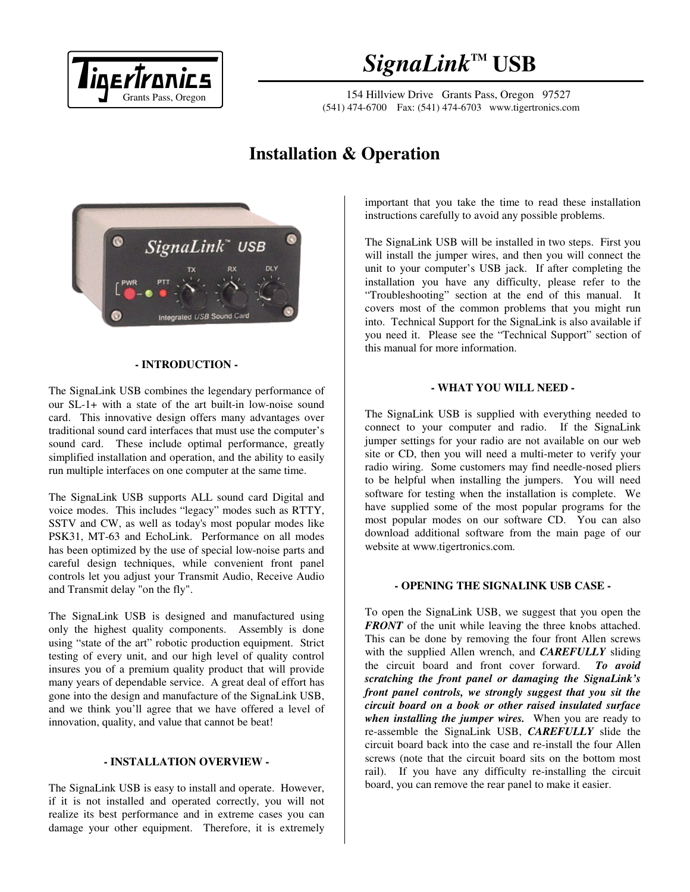# SignaLink™ USB

Tigertronics
Grants Pass, Oregon

154 Hillview Drive Grants Pass, Oregon 97527
(541) 474-6700 Fax: (541) 474-6703 www.tigertronics.com

## Installation & Operation

### - INTRODUCTION -

The SignaLink USB combines the legendary performance of our SL-1+ with a state of the art built-in low-noise sound card. This innovative design offers many advantages over traditional sound card interfaces that must use the computer's sound card. These include optimal performance, greatly simplified installation and operation, and the ability to easily run multiple interfaces on one computer at the same time.

The SignaLink USB supports ALL sound card Digital and voice modes. This includes "legacy" modes such as RTTY, SSTV and CW, as well as today's most popular modes like PSK31, MT-63 and EchoLink. Performance on all modes has been optimized by the use of special low-noise parts and careful design techniques, while convenient front panel controls let you adjust your Transmit Audio, Receive Audio and Transmit delay "on the fly".

The SignaLink USB is designed and manufactured using only the highest quality components. Assembly is done using "state of the art" robotic production equipment. Strict testing of every unit, and our high level of quality control insures you of a premium quality product that will provide many years of dependable service. A great deal of effort has gone into the design and manufacture of the SignaLink USB, and we think you'll agree that we have offered a level of innovation, quality, and value that cannot be beat!

### - INSTALLATION OVERVIEW -

The SignaLink USB is easy to install and operate. However, if it is not installed and operated correctly, you will not realize its best performance and in extreme cases you can damage your other equipment. Therefore, it is extremely important that you take the time to read these installation instructions carefully to avoid any possible problems.

The SignaLink USB will be installed in two steps. First you will install the jumper wires, and then you will connect the unit to your computer's USB jack. If after completing the installation you have any difficulty, please refer to the "Troubleshooting" section at the end of this manual. It covers most of the common problems that you might run into. Technical Support for the SignaLink is also available if you need it. Please see the "Technical Support" section of this manual for more information.

### - WHAT YOU WILL NEED -

The SignaLink USB is supplied with everything needed to connect to your computer and radio. If the SignaLink jumper settings for your radio are not available on our web site or CD, then you will need a multi-meter to verify your radio wiring. Some customers may find needle-nosed pliers to be helpful when installing the jumpers. You will need software for testing when the installation is complete. We have supplied some of the most popular programs for the most popular modes on our software CD. You can also download additional software from the main page of our website at www.tigertronics.com.

### - OPENING THE SIGNALINK USB CASE -

To open the SignaLink USB, we suggest that you open the ***FRONT*** of the unit while leaving the three knobs attached. This can be done by removing the four front Allen screws with the supplied Allen wrench, and ***CAREFULLY*** sliding the circuit board and front cover forward. ***To avoid scratching the front panel or damaging the SignaLink's front panel controls, we strongly suggest that you sit the circuit board on a book or other raised insulated surface when installing the jumper wires.*** When you are ready to re-assemble the SignaLink USB, ***CAREFULLY*** slide the circuit board back into the case and re-install the four Allen screws (note that the circuit board sits on the bottom most rail). If you have any difficulty re-installing the circuit board, you can remove the rear panel to make it easier.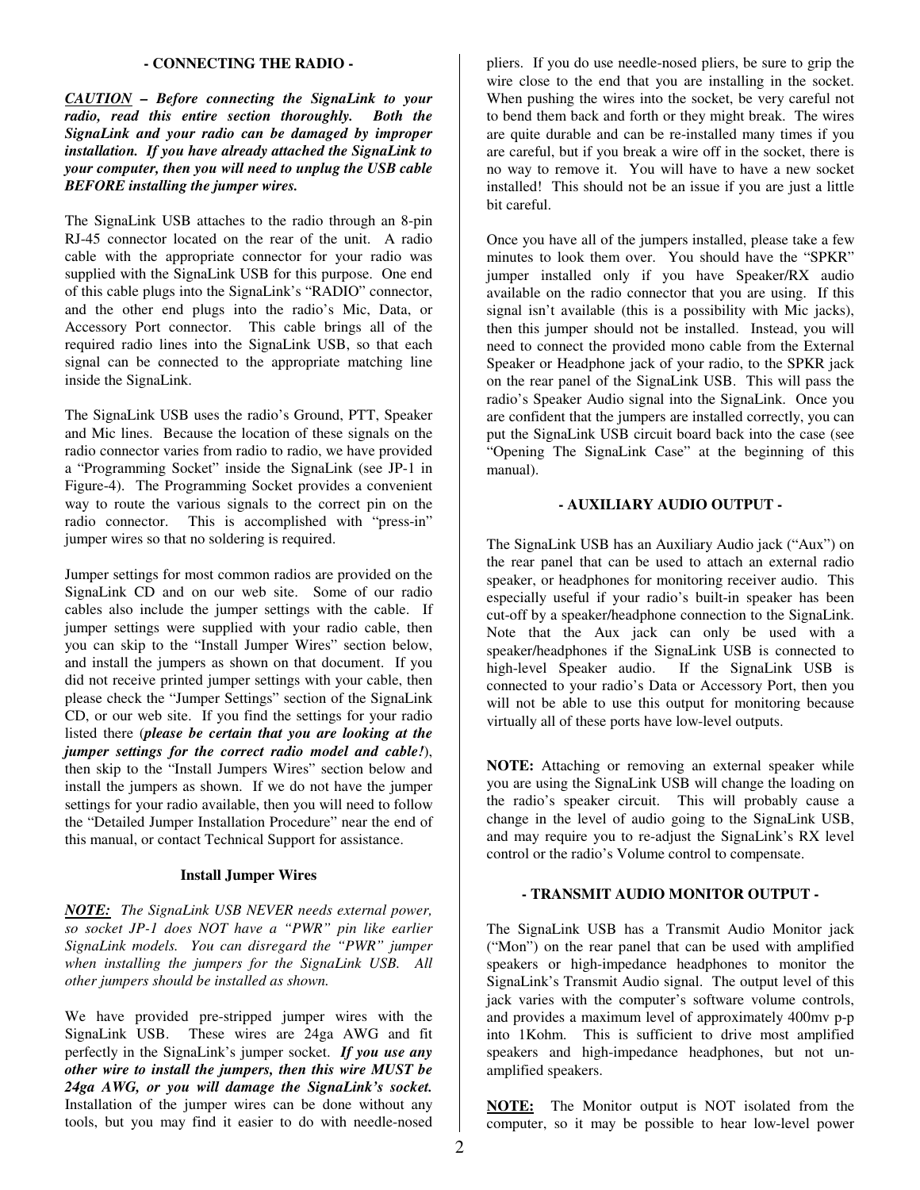## - CONNECTING THE RADIO -

***CAUTION* – Before connecting the SignaLink to your radio, read this entire section thoroughly. Both the SignaLink and your radio can be damaged by improper installation. If you have already attached the SignaLink to your computer, then you will need to unplug the USB cable BEFORE installing the jumper wires.**

The SignaLink USB attaches to the radio through an 8-pin RJ-45 connector located on the rear of the unit. A radio cable with the appropriate connector for your radio was supplied with the SignaLink USB for this purpose. One end of this cable plugs into the SignaLink's "RADIO" connector, and the other end plugs into the radio's Mic, Data, or Accessory Port connector. This cable brings all of the required radio lines into the SignaLink USB, so that each signal can be connected to the appropriate matching line inside the SignaLink.

The SignaLink USB uses the radio's Ground, PTT, Speaker and Mic lines. Because the location of these signals on the radio connector varies from radio to radio, we have provided a "Programming Socket" inside the SignaLink (see JP-1 in Figure-4). The Programming Socket provides a convenient way to route the various signals to the correct pin on the radio connector. This is accomplished with "press-in" jumper wires so that no soldering is required.

Jumper settings for most common radios are provided on the SignaLink CD and on our web site. Some of our radio cables also include the jumper settings with the cable. If jumper settings were supplied with your radio cable, then you can skip to the "Install Jumper Wires" section below, and install the jumpers as shown on that document. If you did not receive printed jumper settings with your cable, then please check the "Jumper Settings" section of the SignaLink CD, or our web site. If you find the settings for your radio listed there (***please be certain that you are looking at the jumper settings for the correct radio model and cable!***), then skip to the "Install Jumpers Wires" section below and install the jumpers as shown. If we do not have the jumper settings for your radio available, then you will need to follow the "Detailed Jumper Installation Procedure" near the end of this manual, or contact Technical Support for assistance.

### Install Jumper Wires

***NOTE:*** *The SignaLink USB NEVER needs external power, so socket JP-1 does NOT have a "PWR" pin like earlier SignaLink models. You can disregard the "PWR" jumper when installing the jumpers for the SignaLink USB. All other jumpers should be installed as shown.*

We have provided pre-stripped jumper wires with the SignaLink USB. These wires are 24ga AWG and fit perfectly in the SignaLink's jumper socket. ***If you use any other wire to install the jumpers, then this wire MUST be 24ga AWG, or you will damage the SignaLink's socket.*** Installation of the jumper wires can be done without any tools, but you may find it easier to do with needle-nosed pliers. If you do use needle-nosed pliers, be sure to grip the wire close to the end that you are installing in the socket. When pushing the wires into the socket, be very careful not to bend them back and forth or they might break. The wires are quite durable and can be re-installed many times if you are careful, but if you break a wire off in the socket, there is no way to remove it. You will have to have a new socket installed! This should not be an issue if you are just a little bit careful.

Once you have all of the jumpers installed, please take a few minutes to look them over. You should have the "SPKR" jumper installed only if you have Speaker/RX audio available on the radio connector that you are using. If this signal isn't available (this is a possibility with Mic jacks), then this jumper should not be installed. Instead, you will need to connect the provided mono cable from the External Speaker or Headphone jack of your radio, to the SPKR jack on the rear panel of the SignaLink USB. This will pass the radio's Speaker Audio signal into the SignaLink. Once you are confident that the jumpers are installed correctly, you can put the SignaLink USB circuit board back into the case (see "Opening The SignaLink Case" at the beginning of this manual).

## - AUXILIARY AUDIO OUTPUT -

The SignaLink USB has an Auxiliary Audio jack ("Aux") on the rear panel that can be used to attach an external radio speaker, or headphones for monitoring receiver audio. This especially useful if your radio's built-in speaker has been cut-off by a speaker/headphone connection to the SignaLink. Note that the Aux jack can only be used with a speaker/headphones if the SignaLink USB is connected to high-level Speaker audio. If the SignaLink USB is connected to your radio's Data or Accessory Port, then you will not be able to use this output for monitoring because virtually all of these ports have low-level outputs.

**NOTE:** Attaching or removing an external speaker while you are using the SignaLink USB will change the loading on the radio's speaker circuit. This will probably cause a change in the level of audio going to the SignaLink USB, and may require you to re-adjust the SignaLink's RX level control or the radio's Volume control to compensate.

## - TRANSMIT AUDIO MONITOR OUTPUT -

The SignaLink USB has a Transmit Audio Monitor jack ("Mon") on the rear panel that can be used with amplified speakers or high-impedance headphones to monitor the SignaLink's Transmit Audio signal. The output level of this jack varies with the computer's software volume controls, and provides a maximum level of approximately 400mv p-p into 1Kohm. This is sufficient to drive most amplified speakers and high-impedance headphones, but not un-amplified speakers.

**NOTE:** The Monitor output is NOT isolated from the computer, so it may be possible to hear low-level power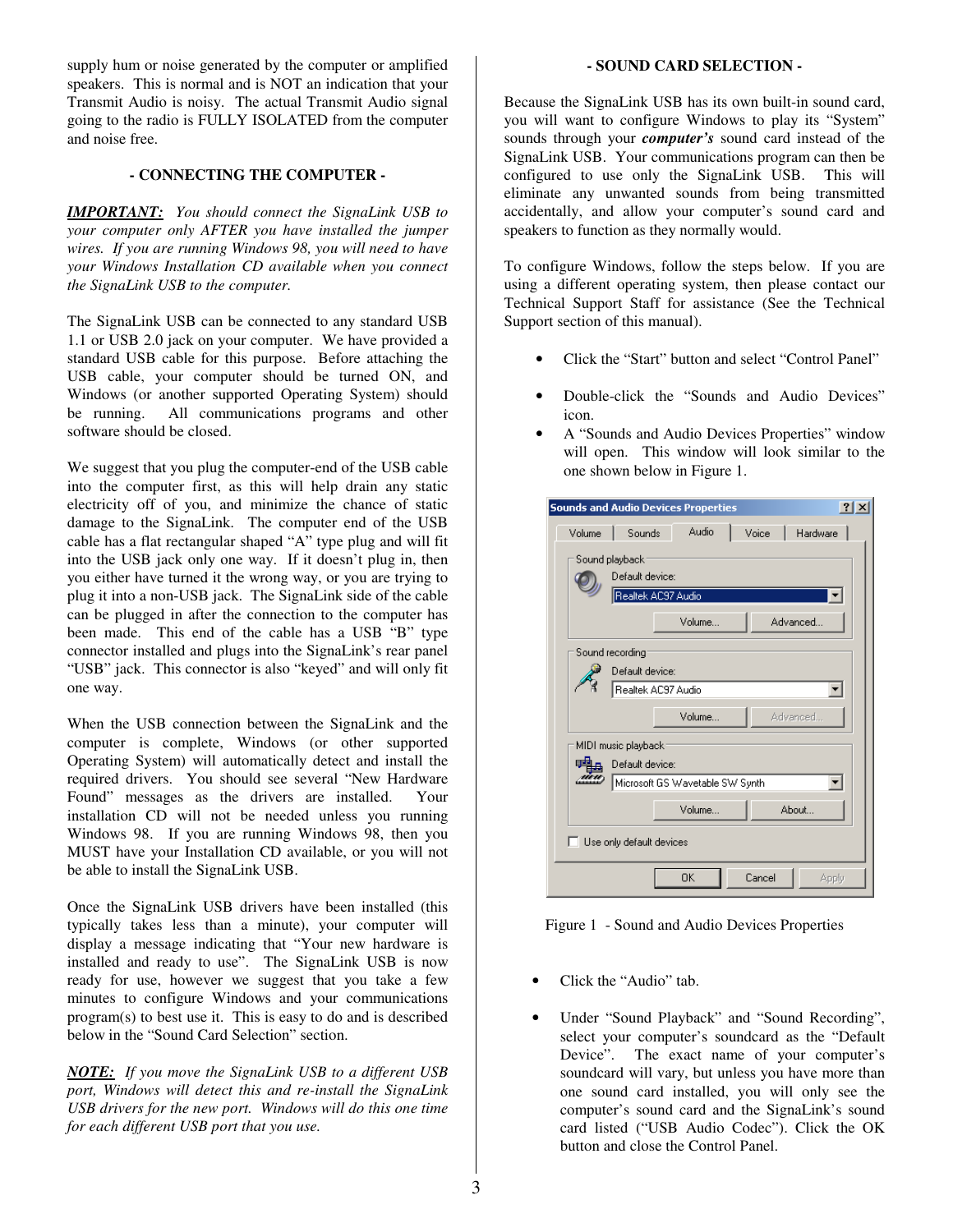supply hum or noise generated by the computer or amplified speakers. This is normal and is NOT an indication that your Transmit Audio is noisy. The actual Transmit Audio signal going to the radio is FULLY ISOLATED from the computer and noise free.

## - CONNECTING THE COMPUTER -

***IMPORTANT:*** *You should connect the SignaLink USB to your computer only AFTER you have installed the jumper wires. If you are running Windows 98, you will need to have your Windows Installation CD available when you connect the SignaLink USB to the computer.*

The SignaLink USB can be connected to any standard USB 1.1 or USB 2.0 jack on your computer. We have provided a standard USB cable for this purpose. Before attaching the USB cable, your computer should be turned ON, and Windows (or another supported Operating System) should be running. All communications programs and other software should be closed.

We suggest that you plug the computer-end of the USB cable into the computer first, as this will help drain any static electricity off of you, and minimize the chance of static damage to the SignaLink. The computer end of the USB cable has a flat rectangular shaped "A" type plug and will fit into the USB jack only one way. If it doesn't plug in, then you either have turned it the wrong way, or you are trying to plug it into a non-USB jack. The SignaLink side of the cable can be plugged in after the connection to the computer has been made. This end of the cable has a USB "B" type connector installed and plugs into the SignaLink's rear panel "USB" jack. This connector is also "keyed" and will only fit one way.

When the USB connection between the SignaLink and the computer is complete, Windows (or other supported Operating System) will automatically detect and install the required drivers. You should see several "New Hardware Found" messages as the drivers are installed. Your installation CD will not be needed unless you running Windows 98. If you are running Windows 98, then you MUST have your Installation CD available, or you will not be able to install the SignaLink USB.

Once the SignaLink USB drivers have been installed (this typically takes less than a minute), your computer will display a message indicating that "Your new hardware is installed and ready to use". The SignaLink USB is now ready for use, however we suggest that you take a few minutes to configure Windows and your communications program(s) to best use it. This is easy to do and is described below in the "Sound Card Selection" section.

***NOTE:*** *If you move the SignaLink USB to a different USB port, Windows will detect this and re-install the SignaLink USB drivers for the new port. Windows will do this one time for each different USB port that you use.*

## - SOUND CARD SELECTION -

Because the SignaLink USB has its own built-in sound card, you will want to configure Windows to play its "System" sounds through your ***computer's*** sound card instead of the SignaLink USB. Your communications program can then be configured to use only the SignaLink USB. This will eliminate any unwanted sounds from being transmitted accidentally, and allow your computer's sound card and speakers to function as they normally would.

To configure Windows, follow the steps below. If you are using a different operating system, then please contact our Technical Support Staff for assistance (See the Technical Support section of this manual).

- Click the "Start" button and select "Control Panel"
- Double-click the "Sounds and Audio Devices" icon.
- A "Sounds and Audio Devices Properties" window will open. This window will look similar to the one shown below in Figure 1.

Figure 1 - Sound and Audio Devices Properties

- Click the "Audio" tab.
- Under "Sound Playback" and "Sound Recording", select your computer's soundcard as the "Default Device". The exact name of your computer's soundcard will vary, but unless you have more than one sound card installed, you will only see the computer's sound card and the SignaLink's sound card listed ("USB Audio Codec"). Click the OK button and close the Control Panel.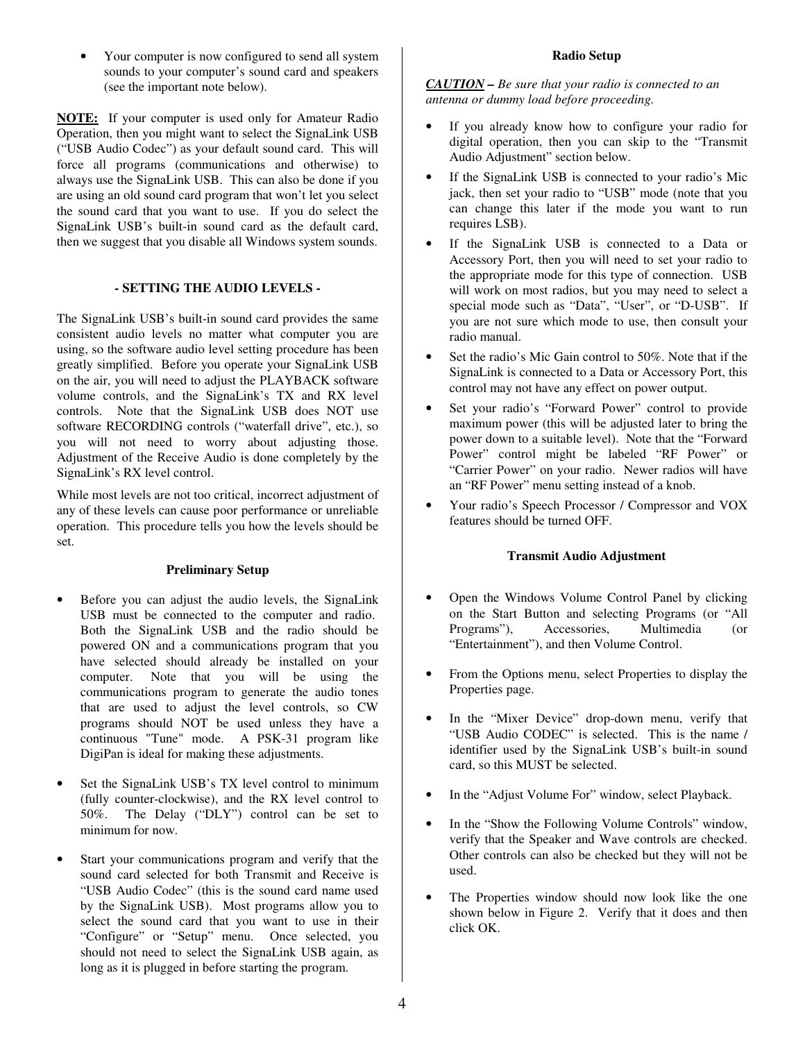- Your computer is now configured to send all system sounds to your computer's sound card and speakers (see the important note below).

**NOTE:** If your computer is used only for Amateur Radio Operation, then you might want to select the SignaLink USB ("USB Audio Codec") as your default sound card. This will force all programs (communications and otherwise) to always use the SignaLink USB. This can also be done if you are using an old sound card program that won't let you select the sound card that you want to use. If you do select the SignaLink USB's built-in sound card as the default card, then we suggest that you disable all Windows system sounds.

## - SETTING THE AUDIO LEVELS -

The SignaLink USB's built-in sound card provides the same consistent audio levels no matter what computer you are using, so the software audio level setting procedure has been greatly simplified. Before you operate your SignaLink USB on the air, you will need to adjust the PLAYBACK software volume controls, and the SignaLink's TX and RX level controls. Note that the SignaLink USB does NOT use software RECORDING controls ("waterfall drive", etc.), so you will not need to worry about adjusting those. Adjustment of the Receive Audio is done completely by the SignaLink's RX level control.

While most levels are not too critical, incorrect adjustment of any of these levels can cause poor performance or unreliable operation. This procedure tells you how the levels should be set.

### Preliminary Setup

- Before you can adjust the audio levels, the SignaLink USB must be connected to the computer and radio. Both the SignaLink USB and the radio should be powered ON and a communications program that you have selected should already be installed on your computer. Note that you will be using the communications program to generate the audio tones that are used to adjust the level controls, so CW programs should NOT be used unless they have a continuous "Tune" mode. A PSK-31 program like DigiPan is ideal for making these adjustments.

- Set the SignaLink USB's TX level control to minimum (fully counter-clockwise), and the RX level control to 50%. The Delay ("DLY") control can be set to minimum for now.

- Start your communications program and verify that the sound card selected for both Transmit and Receive is "USB Audio Codec" (this is the sound card name used by the SignaLink USB). Most programs allow you to select the sound card that you want to use in their "Configure" or "Setup" menu. Once selected, you should not need to select the SignaLink USB again, as long as it is plugged in before starting the program.

### Radio Setup

***CAUTION*** ***– Be sure that your radio is connected to an antenna or dummy load before proceeding.***

- If you already know how to configure your radio for digital operation, then you can skip to the "Transmit Audio Adjustment" section below.
- If the SignaLink USB is connected to your radio's Mic jack, then set your radio to "USB" mode (note that you can change this later if the mode you want to run requires LSB).
- If the SignaLink USB is connected to a Data or Accessory Port, then you will need to set your radio to the appropriate mode for this type of connection. USB will work on most radios, but you may need to select a special mode such as "Data", "User", or "D-USB". If you are not sure which mode to use, then consult your radio manual.
- Set the radio's Mic Gain control to 50%. Note that if the SignaLink is connected to a Data or Accessory Port, this control may not have any effect on power output.
- Set your radio's "Forward Power" control to provide maximum power (this will be adjusted later to bring the power down to a suitable level). Note that the "Forward Power" control might be labeled "RF Power" or "Carrier Power" on your radio. Newer radios will have an "RF Power" menu setting instead of a knob.
- Your radio's Speech Processor / Compressor and VOX features should be turned OFF.

### Transmit Audio Adjustment

- Open the Windows Volume Control Panel by clicking on the Start Button and selecting Programs (or "All Programs"), Accessories, Multimedia (or "Entertainment"), and then Volume Control.

- From the Options menu, select Properties to display the Properties page.

- In the "Mixer Device" drop-down menu, verify that "USB Audio CODEC" is selected. This is the name / identifier used by the SignaLink USB's built-in sound card, so this MUST be selected.

- In the "Adjust Volume For" window, select Playback.

- In the "Show the Following Volume Controls" window, verify that the Speaker and Wave controls are checked. Other controls can also be checked but they will not be used.

- The Properties window should now look like the one shown below in Figure 2. Verify that it does and then click OK.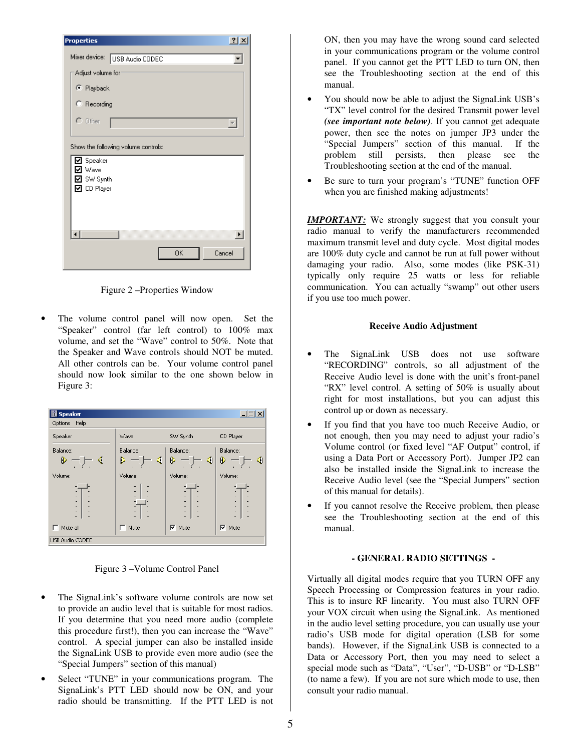Figure 2 –Properties Window

- The volume control panel will now open. Set the "Speaker" control (far left control) to 100% max volume, and set the "Wave" control to 50%. Note that the Speaker and Wave controls should NOT be muted. All other controls can be. Your volume control panel should now look similar to the one shown below in Figure 3:

Figure 3 –Volume Control Panel

- The SignaLink's software volume controls are now set to provide an audio level that is suitable for most radios. If you determine that you need more audio (complete this procedure first!), then you can increase the "Wave" control. A special jumper can also be installed inside the SignaLink USB to provide even more audio (see the "Special Jumpers" section of this manual)
- Select "TUNE" in your communications program. The SignaLink's PTT LED should now be ON, and your radio should be transmitting. If the PTT LED is not ON, then you may have the wrong sound card selected in your communications program or the volume control panel. If you cannot get the PTT LED to turn ON, then see the Troubleshooting section at the end of this manual.
- You should now be able to adjust the SignaLink USB's "TX" level control for the desired Transmit power level ***(see important note below)***. If you cannot get adequate power, then see the notes on jumper JP3 under the "Special Jumpers" section of this manual. If the problem still persists, then please see the Troubleshooting section at the end of the manual.
- Be sure to turn your program's "TUNE" function OFF when you are finished making adjustments!

***IMPORTANT:*** We strongly suggest that you consult your radio manual to verify the manufacturers recommended maximum transmit level and duty cycle. Most digital modes are 100% duty cycle and cannot be run at full power without damaging your radio. Also, some modes (like PSK-31) typically only require 25 watts or less for reliable communication. You can actually "swamp" out other users if you use too much power.

### Receive Audio Adjustment

- The SignaLink USB does not use software "RECORDING" controls, so all adjustment of the Receive Audio level is done with the unit's front-panel "RX" level control. A setting of 50% is usually about right for most installations, but you can adjust this control up or down as necessary.
- If you find that you have too much Receive Audio, or not enough, then you may need to adjust your radio's Volume control (or fixed level "AF Output" control, if using a Data Port or Accessory Port). Jumper JP2 can also be installed inside the SignaLink to increase the Receive Audio level (see the "Special Jumpers" section of this manual for details).
- If you cannot resolve the Receive problem, then please see the Troubleshooting section at the end of this manual.

## - GENERAL RADIO SETTINGS -

Virtually all digital modes require that you TURN OFF any Speech Processing or Compression features in your radio. This is to insure RF linearity. You must also TURN OFF your VOX circuit when using the SignaLink. As mentioned in the audio level setting procedure, you can usually use your radio's USB mode for digital operation (LSB for some bands). However, if the SignaLink USB is connected to a Data or Accessory Port, then you may need to select a special mode such as "Data", "User", "D-USB" or "D-LSB" (to name a few). If you are not sure which mode to use, then consult your radio manual.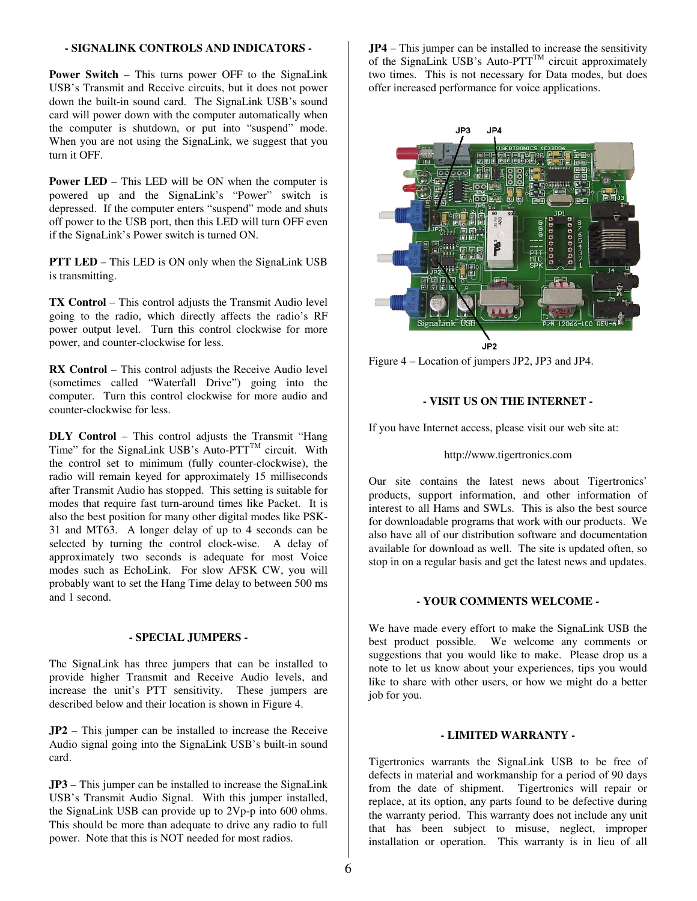## - SIGNALINK CONTROLS AND INDICATORS -

**Power Switch** – This turns power OFF to the SignaLink USB's Transmit and Receive circuits, but it does not power down the built-in sound card. The SignaLink USB's sound card will power down with the computer automatically when the computer is shutdown, or put into "suspend" mode. When you are not using the SignaLink, we suggest that you turn it OFF.

**Power LED** – This LED will be ON when the computer is powered up and the SignaLink's "Power" switch is depressed. If the computer enters "suspend" mode and shuts off power to the USB port, then this LED will turn OFF even if the SignaLink's Power switch is turned ON.

**PTT LED** – This LED is ON only when the SignaLink USB is transmitting.

**TX Control** – This control adjusts the Transmit Audio level going to the radio, which directly affects the radio's RF power output level. Turn this control clockwise for more power, and counter-clockwise for less.

**RX Control** – This control adjusts the Receive Audio level (sometimes called "Waterfall Drive") going into the computer. Turn this control clockwise for more audio and counter-clockwise for less.

**DLY Control** – This control adjusts the Transmit "Hang Time" for the SignaLink USB's Auto-PTT™ circuit. With the control set to minimum (fully counter-clockwise), the radio will remain keyed for approximately 15 milliseconds after Transmit Audio has stopped. This setting is suitable for modes that require fast turn-around times like Packet. It is also the best position for many other digital modes like PSK-31 and MT63. A longer delay of up to 4 seconds can be selected by turning the control clock-wise. A delay of approximately two seconds is adequate for most Voice modes such as EchoLink. For slow AFSK CW, you will probably want to set the Hang Time delay to between 500 ms and 1 second.

## - SPECIAL JUMPERS -

The SignaLink has three jumpers that can be installed to provide higher Transmit and Receive Audio levels, and increase the unit's PTT sensitivity. These jumpers are described below and their location is shown in Figure 4.

**JP2** – This jumper can be installed to increase the Receive Audio signal going into the SignaLink USB's built-in sound card.

**JP3** – This jumper can be installed to increase the SignaLink USB's Transmit Audio Signal. With this jumper installed, the SignaLink USB can provide up to 2Vp-p into 600 ohms. This should be more than adequate to drive any radio to full power. Note that this is NOT needed for most radios.

**JP4** – This jumper can be installed to increase the sensitivity of the SignaLink USB's Auto-PTT™ circuit approximately two times. This is not necessary for Data modes, but does offer increased performance for voice applications.

Figure 4 – Location of jumpers JP2, JP3 and JP4.

## - VISIT US ON THE INTERNET -

If you have Internet access, please visit our web site at:

http://www.tigertronics.com

Our site contains the latest news about Tigertronics' products, support information, and other information of interest to all Hams and SWLs. This is also the best source for downloadable programs that work with our products. We also have all of our distribution software and documentation available for download as well. The site is updated often, so stop in on a regular basis and get the latest news and updates.

## - YOUR COMMENTS WELCOME -

We have made every effort to make the SignaLink USB the best product possible. We welcome any comments or suggestions that you would like to make. Please drop us a note to let us know about your experiences, tips you would like to share with other users, or how we might do a better job for you.

## - LIMITED WARRANTY -

Tigertronics warrants the SignaLink USB to be free of defects in material and workmanship for a period of 90 days from the date of shipment. Tigertronics will repair or replace, at its option, any parts found to be defective during the warranty period. This warranty does not include any unit that has been subject to misuse, neglect, improper installation or operation. This warranty is in lieu of all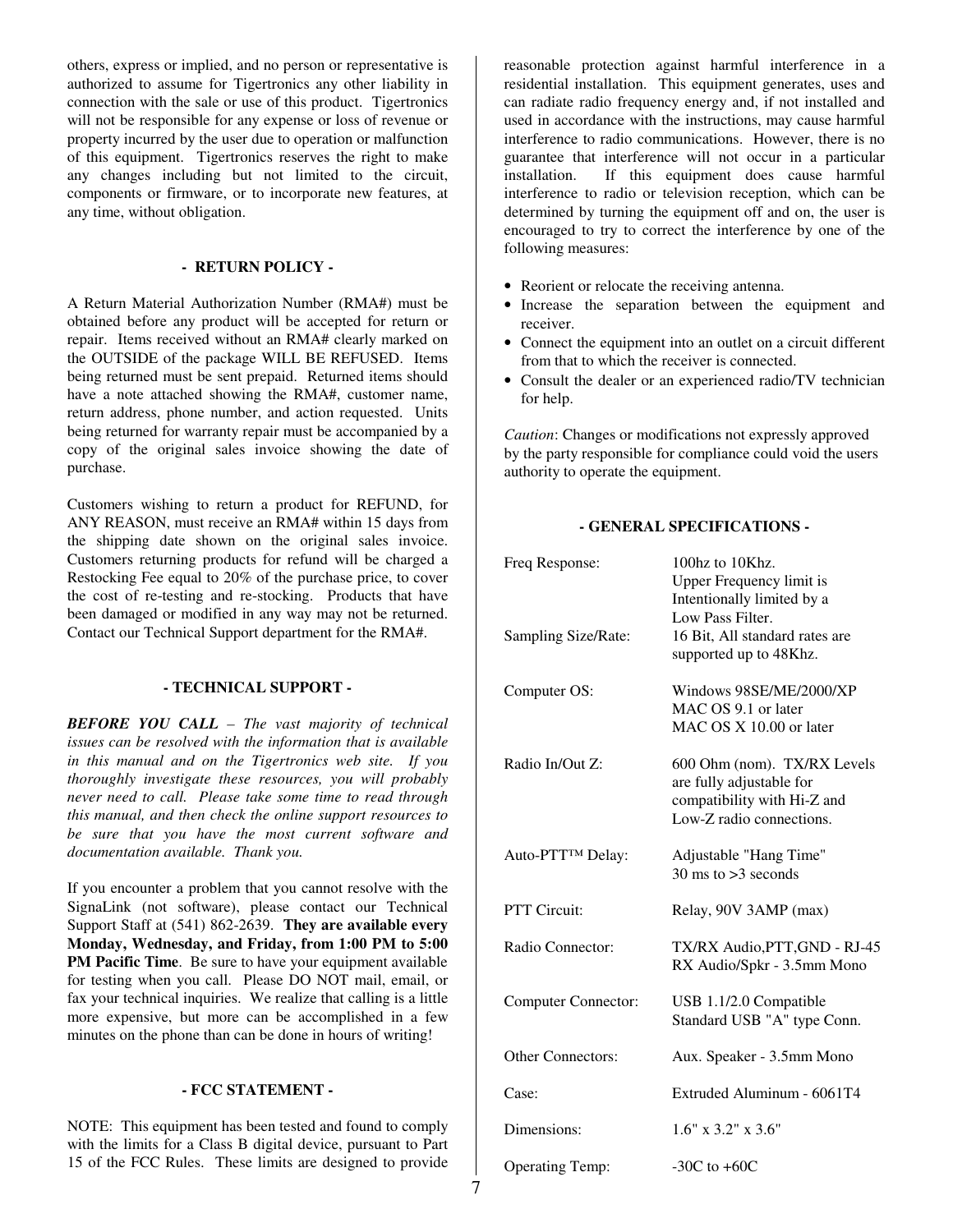others, express or implied, and no person or representative is authorized to assume for Tigertronics any other liability in connection with the sale or use of this product. Tigertronics will not be responsible for any expense or loss of revenue or property incurred by the user due to operation or malfunction of this equipment. Tigertronics reserves the right to make any changes including but not limited to the circuit, components or firmware, or to incorporate new features, at any time, without obligation.

## - RETURN POLICY -

A Return Material Authorization Number (RMA#) must be obtained before any product will be accepted for return or repair. Items received without an RMA# clearly marked on the OUTSIDE of the package WILL BE REFUSED. Items being returned must be sent prepaid. Returned items should have a note attached showing the RMA#, customer name, return address, phone number, and action requested. Units being returned for warranty repair must be accompanied by a copy of the original sales invoice showing the date of purchase.

Customers wishing to return a product for REFUND, for ANY REASON, must receive an RMA# within 15 days from the shipping date shown on the original sales invoice. Customers returning products for refund will be charged a Restocking Fee equal to 20% of the purchase price, to cover the cost of re-testing and re-stocking. Products that have been damaged or modified in any way may not be returned. Contact our Technical Support department for the RMA#.

## - TECHNICAL SUPPORT -

***BEFORE YOU CALL** – The vast majority of technical issues can be resolved with the information that is available in this manual and on the Tigertronics web site. If you thoroughly investigate these resources, you will probably never need to call. Please take some time to read through this manual, and then check the online support resources to be sure that you have the most current software and documentation available. Thank you.*

If you encounter a problem that you cannot resolve with the SignaLink (not software), please contact our Technical Support Staff at (541) 862-2639. **They are available every Monday, Wednesday, and Friday, from 1:00 PM to 5:00 PM Pacific Time**. Be sure to have your equipment available for testing when you call. Please DO NOT mail, email, or fax your technical inquiries. We realize that calling is a little more expensive, but more can be accomplished in a few minutes on the phone than can be done in hours of writing!

## - FCC STATEMENT -

NOTE: This equipment has been tested and found to comply with the limits for a Class B digital device, pursuant to Part 15 of the FCC Rules. These limits are designed to provide reasonable protection against harmful interference in a residential installation. This equipment generates, uses and can radiate radio frequency energy and, if not installed and used in accordance with the instructions, may cause harmful interference to radio communications. However, there is no guarantee that interference will not occur in a particular installation. If this equipment does cause harmful interference to radio or television reception, which can be determined by turning the equipment off and on, the user is encouraged to try to correct the interference by one of the following measures:

- Reorient or relocate the receiving antenna.
- Increase the separation between the equipment and receiver.
- Connect the equipment into an outlet on a circuit different from that to which the receiver is connected.
- Consult the dealer or an experienced radio/TV technician for help.

*Caution*: Changes or modifications not expressly approved by the party responsible for compliance could void the users authority to operate the equipment.

## - GENERAL SPECIFICATIONS -

| | |
|---|---|
| Freq Response: | 100hz to 10Khz. Upper Frequency limit is Intentionally limited by a Low Pass Filter. |
| Sampling Size/Rate: | 16 Bit, All standard rates are supported up to 48Khz. |
| Computer OS: | Windows 98SE/ME/2000/XP<br>MAC OS 9.1 or later<br>MAC OS X 10.00 or later |
| Radio In/Out Z: | 600 Ohm (nom). TX/RX Levels are fully adjustable for compatibility with Hi-Z and Low-Z radio connections. |
| Auto-PTT™ Delay: | Adjustable "Hang Time" 30 ms to >3 seconds |
| PTT Circuit: | Relay, 90V 3AMP (max) |
| Radio Connector: | TX/RX Audio,PTT,GND - RJ-45<br>RX Audio/Spkr - 3.5mm Mono |
| Computer Connector: | USB 1.1/2.0 Compatible<br>Standard USB "A" type Conn. |
| Other Connectors: | Aux. Speaker - 3.5mm Mono |
| Case: | Extruded Aluminum - 6061T4 |
| Dimensions: | 1.6" x 3.2" x 3.6" |
| Operating Temp: | -30C to +60C |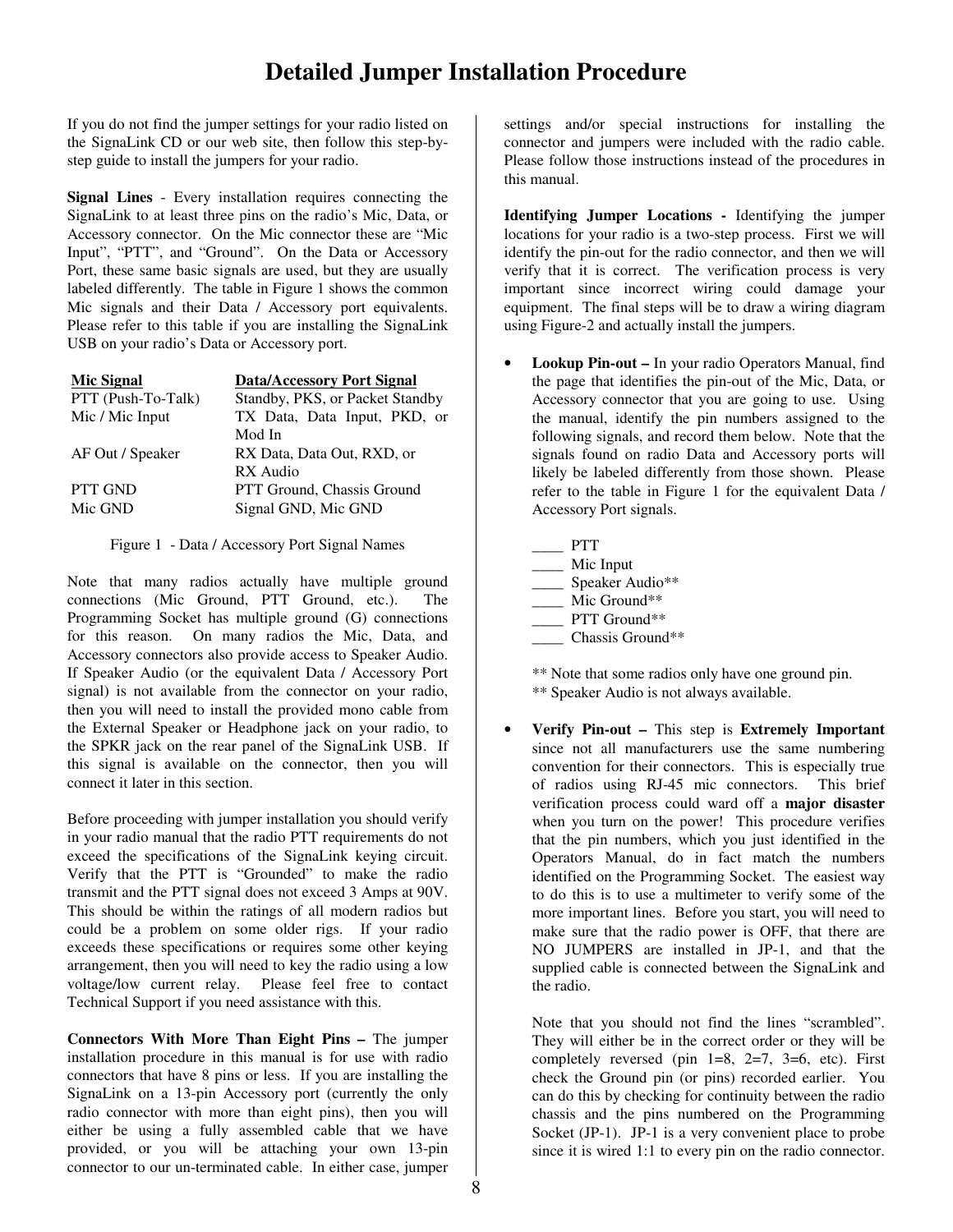# Detailed Jumper Installation Procedure

If you do not find the jumper settings for your radio listed on the SignaLink CD or our web site, then follow this step-by-step guide to install the jumpers for your radio.

**Signal Lines** - Every installation requires connecting the SignaLink to at least three pins on the radio's Mic, Data, or Accessory connector. On the Mic connector these are "Mic Input", "PTT", and "Ground". On the Data or Accessory Port, these same basic signals are used, but they are usually labeled differently. The table in Figure 1 shows the common Mic signals and their Data / Accessory port equivalents. Please refer to this table if you are installing the SignaLink USB on your radio's Data or Accessory port.

| Mic Signal | Data/Accessory Port Signal |
|---|---|
| PTT (Push-To-Talk) | Standby, PKS, or Packet Standby |
| Mic / Mic Input | TX Data, Data Input, PKD, or Mod In |
| AF Out / Speaker | RX Data, Data Out, RXD, or RX Audio |
| PTT GND | PTT Ground, Chassis Ground |
| Mic GND | Signal GND, Mic GND |

Figure 1 - Data / Accessory Port Signal Names

Note that many radios actually have multiple ground connections (Mic Ground, PTT Ground, etc.). The Programming Socket has multiple ground (G) connections for this reason. On many radios the Mic, Data, and Accessory connectors also provide access to Speaker Audio. If Speaker Audio (or the equivalent Data / Accessory Port signal) is not available from the connector on your radio, then you will need to install the provided mono cable from the External Speaker or Headphone jack on your radio, to the SPKR jack on the rear panel of the SignaLink USB. If this signal is available on the connector, then you will connect it later in this section.

Before proceeding with jumper installation you should verify in your radio manual that the radio PTT requirements do not exceed the specifications of the SignaLink keying circuit. Verify that the PTT is "Grounded" to make the radio transmit and the PTT signal does not exceed 3 Amps at 90V. This should be within the ratings of all modern radios but could be a problem on some older rigs. If your radio exceeds these specifications or requires some other keying arrangement, then you will need to key the radio using a low voltage/low current relay. Please feel free to contact Technical Support if you need assistance with this.

**Connectors With More Than Eight Pins –** The jumper installation procedure in this manual is for use with radio connectors that have 8 pins or less. If you are installing the SignaLink on a 13-pin Accessory port (currently the only radio connector with more than eight pins), then you will either be using a fully assembled cable that we have provided, or you will be attaching your own 13-pin connector to our un-terminated cable. In either case, jumper settings and/or special instructions for installing the connector and jumpers were included with the radio cable. Please follow those instructions instead of the procedures in this manual.

**Identifying Jumper Locations -** Identifying the jumper locations for your radio is a two-step process. First we will identify the pin-out for the radio connector, and then we will verify that it is correct. The verification process is very important since incorrect wiring could damage your equipment. The final steps will be to draw a wiring diagram using Figure-2 and actually install the jumpers.

- **Lookup Pin-out –** In your radio Operators Manual, find the page that identifies the pin-out of the Mic, Data, or Accessory connector that you are going to use. Using the manual, identify the pin numbers assigned to the following signals, and record them below. Note that the signals found on radio Data and Accessory ports will likely be labeled differently from those shown. Please refer to the table in Figure 1 for the equivalent Data / Accessory Port signals.

  ____ PTT
  ____ Mic Input
  ____ Speaker Audio**
  ____ Mic Ground**
  ____ PTT Ground**
  ____ Chassis Ground**

  ** Note that some radios only have one ground pin.
  ** Speaker Audio is not always available.

- **Verify Pin-out –** This step is **Extremely Important** since not all manufacturers use the same numbering convention for their connectors. This is especially true of radios using RJ-45 mic connectors. This brief verification process could ward off a **major disaster** when you turn on the power! This procedure verifies that the pin numbers, which you just identified in the Operators Manual, do in fact match the numbers identified on the Programming Socket. The easiest way to do this is to use a multimeter to verify some of the more important lines. Before you start, you will need to make sure that the radio power is OFF, that there are NO JUMPERS are installed in JP-1, and that the supplied cable is connected between the SignaLink and the radio.

  Note that you should not find the lines "scrambled". They will either be in the correct order or they will be completely reversed (pin 1=8, 2=7, 3=6, etc). First check the Ground pin (or pins) recorded earlier. You can do this by checking for continuity between the radio chassis and the pins numbered on the Programming Socket (JP-1). JP-1 is a very convenient place to probe since it is wired 1:1 to every pin on the radio connector.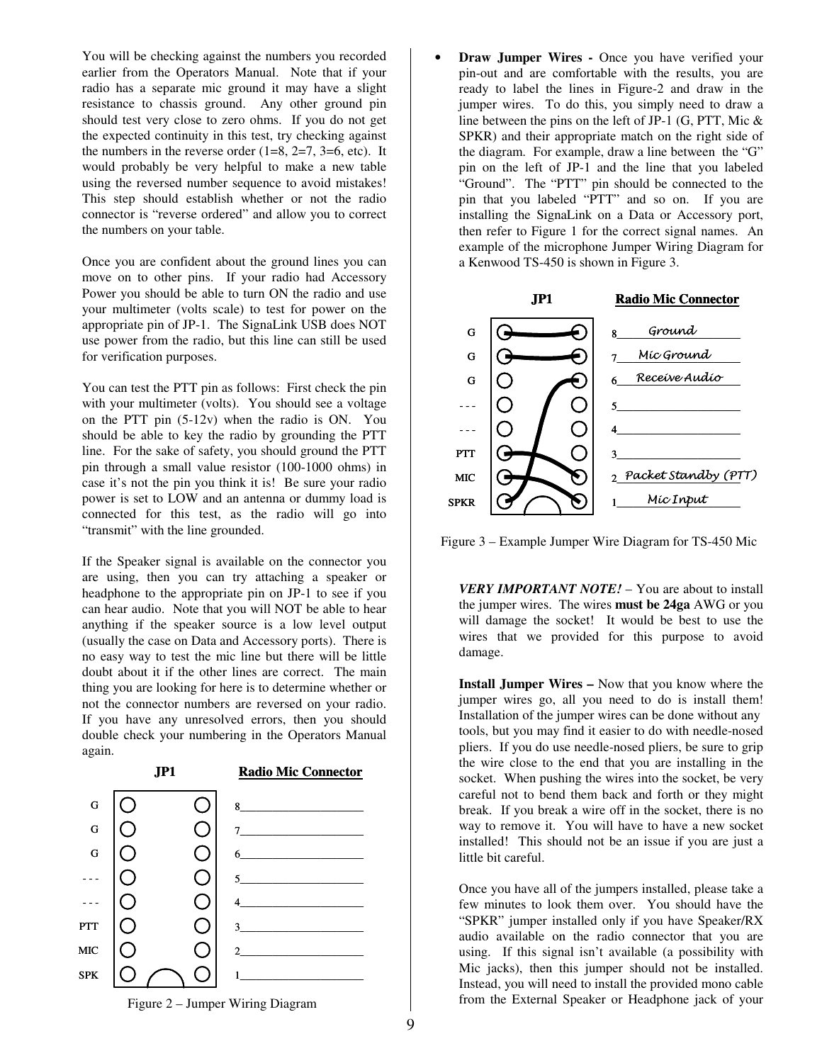You will be checking against the numbers you recorded earlier from the Operators Manual. Note that if your radio has a separate mic ground it may have a slight resistance to chassis ground. Any other ground pin should test very close to zero ohms. If you do not get the expected continuity in this test, try checking against the numbers in the reverse order (1=8, 2=7, 3=6, etc). It would probably be very helpful to make a new table using the reversed number sequence to avoid mistakes! This step should establish whether or not the radio connector is "reverse ordered" and allow you to correct the numbers on your table.

Once you are confident about the ground lines you can move on to other pins. If your radio had Accessory Power you should be able to turn ON the radio and use your multimeter (volts scale) to test for power on the appropriate pin of JP-1. The SignaLink USB does NOT use power from the radio, but this line can still be used for verification purposes.

You can test the PTT pin as follows: First check the pin with your multimeter (volts). You should see a voltage on the PTT pin (5-12v) when the radio is ON. You should be able to key the radio by grounding the PTT line. For the sake of safety, you should ground the PTT pin through a small value resistor (100-1000 ohms) in case it's not the pin you think it is! Be sure your radio power is set to LOW and an antenna or dummy load is connected for this test, as the radio will go into "transmit" with the line grounded.

If the Speaker signal is available on the connector you are using, then you can try attaching a speaker or headphone to the appropriate pin on JP-1 to see if you can hear audio. Note that you will NOT be able to hear anything if the speaker source is a low level output (usually the case on Data and Accessory ports). There is no easy way to test the mic line but there will be little doubt about it if the other lines are correct. The main thing you are looking for here is to determine whether or not the connector numbers are reversed on your radio. If you have any unresolved errors, then you should double check your numbering in the Operators Manual again.

| JP1 | Radio Mic Connector |
|---|---|
| G | 8\_\_\_\_\_\_\_\_\_\_ |
| G | 7\_\_\_\_\_\_\_\_\_\_ |
| G | 6\_\_\_\_\_\_\_\_\_\_ |
| - - - | 5\_\_\_\_\_\_\_\_\_\_ |
| - - - | 4\_\_\_\_\_\_\_\_\_\_ |
| PTT | 3\_\_\_\_\_\_\_\_\_\_ |
| MIC | 2\_\_\_\_\_\_\_\_\_\_ |
| SPK | 1\_\_\_\_\_\_\_\_\_\_ |

Figure 2 – Jumper Wiring Diagram

- **Draw Jumper Wires -** Once you have verified your pin-out and are comfortable with the results, you are ready to label the lines in Figure-2 and draw in the jumper wires. To do this, you simply need to draw a line between the pins on the left of JP-1 (G, PTT, Mic & SPKR) and their appropriate match on the right side of the diagram. For example, draw a line between the "G" pin on the left of JP-1 and the line that you labeled "Ground". The "PTT" pin should be connected to the pin that you labeled "PTT" and so on. If you are installing the SignaLink on a Data or Accessory port, then refer to Figure 1 for the correct signal names. An example of the microphone Jumper Wiring Diagram for a Kenwood TS-450 is shown in Figure 3.

| JP1 | Radio Mic Connector |
|---|---|
| G | 8 Ground |
| G | 7 Mic Ground |
| G | 6 Receive Audio |
| - - - | 5 |
| - - - | 4 |
| PTT | 3 |
| MIC | 2 Packet Standby (PTT) |
| SPKR | 1 Mic Input |

Figure 3 – Example Jumper Wire Diagram for TS-450 Mic

***VERY IMPORTANT NOTE!*** – You are about to install the jumper wires. The wires **must be 24ga** AWG or you will damage the socket! It would be best to use the wires that we provided for this purpose to avoid damage.

**Install Jumper Wires –** Now that you know where the jumper wires go, all you need to do is install them! Installation of the jumper wires can be done without any tools, but you may find it easier to do with needle-nosed pliers. If you do use needle-nosed pliers, be sure to grip the wire close to the end that you are installing in the socket. When pushing the wires into the socket, be very careful not to bend them back and forth or they might break. If you break a wire off in the socket, there is no way to remove it. You will have to have a new socket installed! This should not be an issue if you are just a little bit careful.

Once you have all of the jumpers installed, please take a few minutes to look them over. You should have the "SPKR" jumper installed only if you have Speaker/RX audio available on the radio connector that you are using. If this signal isn't available (a possibility with Mic jacks), then this jumper should not be installed. Instead, you will need to install the provided mono cable from the External Speaker or Headphone jack of your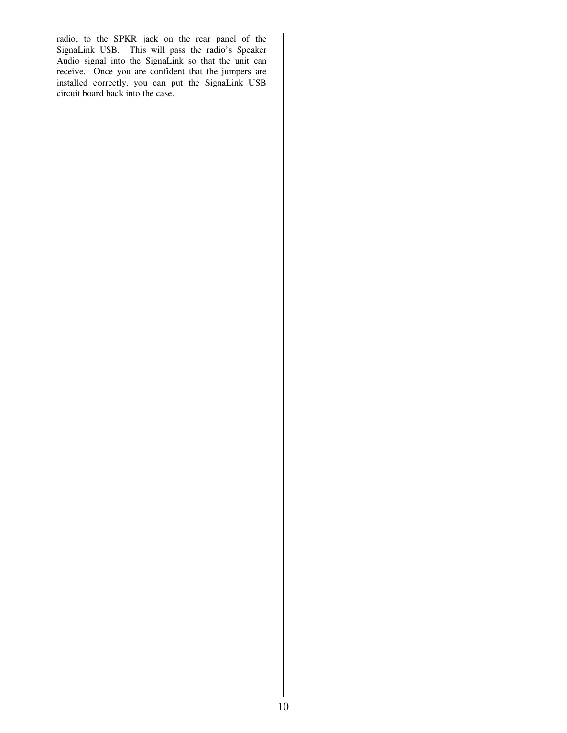radio, to the SPKR jack on the rear panel of the SignaLink USB. This will pass the radio's Speaker Audio signal into the SignaLink so that the unit can receive. Once you are confident that the jumpers are installed correctly, you can put the SignaLink USB circuit board back into the case.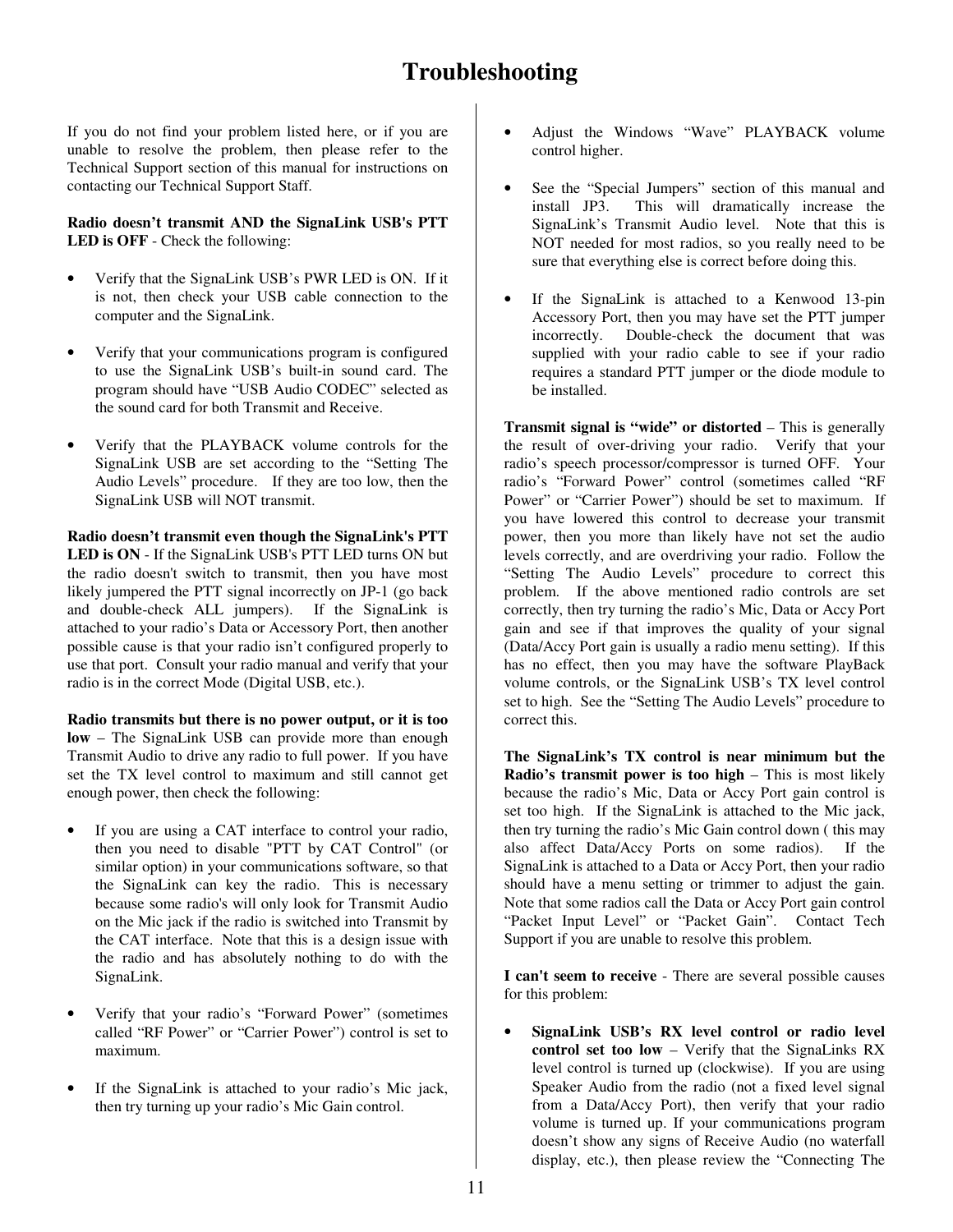# Troubleshooting

If you do not find your problem listed here, or if you are unable to resolve the problem, then please refer to the Technical Support section of this manual for instructions on contacting our Technical Support Staff.

**Radio doesn't transmit AND the SignaLink USB's PTT LED is OFF** - Check the following:

- Verify that the SignaLink USB's PWR LED is ON. If it is not, then check your USB cable connection to the computer and the SignaLink.
- Verify that your communications program is configured to use the SignaLink USB's built-in sound card. The program should have "USB Audio CODEC" selected as the sound card for both Transmit and Receive.
- Verify that the PLAYBACK volume controls for the SignaLink USB are set according to the "Setting The Audio Levels" procedure. If they are too low, then the SignaLink USB will NOT transmit.

**Radio doesn't transmit even though the SignaLink's PTT LED is ON** - If the SignaLink USB's PTT LED turns ON but the radio doesn't switch to transmit, then you have most likely jumpered the PTT signal incorrectly on JP-1 (go back and double-check ALL jumpers). If the SignaLink is attached to your radio's Data or Accessory Port, then another possible cause is that your radio isn't configured properly to use that port. Consult your radio manual and verify that your radio is in the correct Mode (Digital USB, etc.).

**Radio transmits but there is no power output, or it is too low** – The SignaLink USB can provide more than enough Transmit Audio to drive any radio to full power. If you have set the TX level control to maximum and still cannot get enough power, then check the following:

- If you are using a CAT interface to control your radio, then you need to disable "PTT by CAT Control" (or similar option) in your communications software, so that the SignaLink can key the radio. This is necessary because some radio's will only look for Transmit Audio on the Mic jack if the radio is switched into Transmit by the CAT interface. Note that this is a design issue with the radio and has absolutely nothing to do with the SignaLink.
- Verify that your radio's "Forward Power" (sometimes called "RF Power" or "Carrier Power") control is set to maximum.
- If the SignaLink is attached to your radio's Mic jack, then try turning up your radio's Mic Gain control.
- Adjust the Windows "Wave" PLAYBACK volume control higher.
- See the "Special Jumpers" section of this manual and install JP3. This will dramatically increase the SignaLink's Transmit Audio level. Note that this is NOT needed for most radios, so you really need to be sure that everything else is correct before doing this.
- If the SignaLink is attached to a Kenwood 13-pin Accessory Port, then you may have set the PTT jumper incorrectly. Double-check the document that was supplied with your radio cable to see if your radio requires a standard PTT jumper or the diode module to be installed.

**Transmit signal is "wide" or distorted** – This is generally the result of over-driving your radio. Verify that your radio's speech processor/compressor is turned OFF. Your radio's "Forward Power" control (sometimes called "RF Power" or "Carrier Power") should be set to maximum. If you have lowered this control to decrease your transmit power, then you more than likely have not set the audio levels correctly, and are overdriving your radio. Follow the "Setting The Audio Levels" procedure to correct this problem. If the above mentioned radio controls are set correctly, then try turning the radio's Mic, Data or Accy Port gain and see if that improves the quality of your signal (Data/Accy Port gain is usually a radio menu setting). If this has no effect, then you may have the software PlayBack volume controls, or the SignaLink USB's TX level control set to high. See the "Setting The Audio Levels" procedure to correct this.

**The SignaLink's TX control is near minimum but the Radio's transmit power is too high** – This is most likely because the radio's Mic, Data or Accy Port gain control is set too high. If the SignaLink is attached to the Mic jack, then try turning the radio's Mic Gain control down ( this may also affect Data/Accy Ports on some radios). If the SignaLink is attached to a Data or Accy Port, then your radio should have a menu setting or trimmer to adjust the gain. Note that some radios call the Data or Accy Port gain control "Packet Input Level" or "Packet Gain". Contact Tech Support if you are unable to resolve this problem.

**I can't seem to receive** - There are several possible causes for this problem:

- **SignaLink USB's RX level control or radio level control set too low** – Verify that the SignaLinks RX level control is turned up (clockwise). If you are using Speaker Audio from the radio (not a fixed level signal from a Data/Accy Port), then verify that your radio volume is turned up. If your communications program doesn't show any signs of Receive Audio (no waterfall display, etc.), then please review the "Connecting The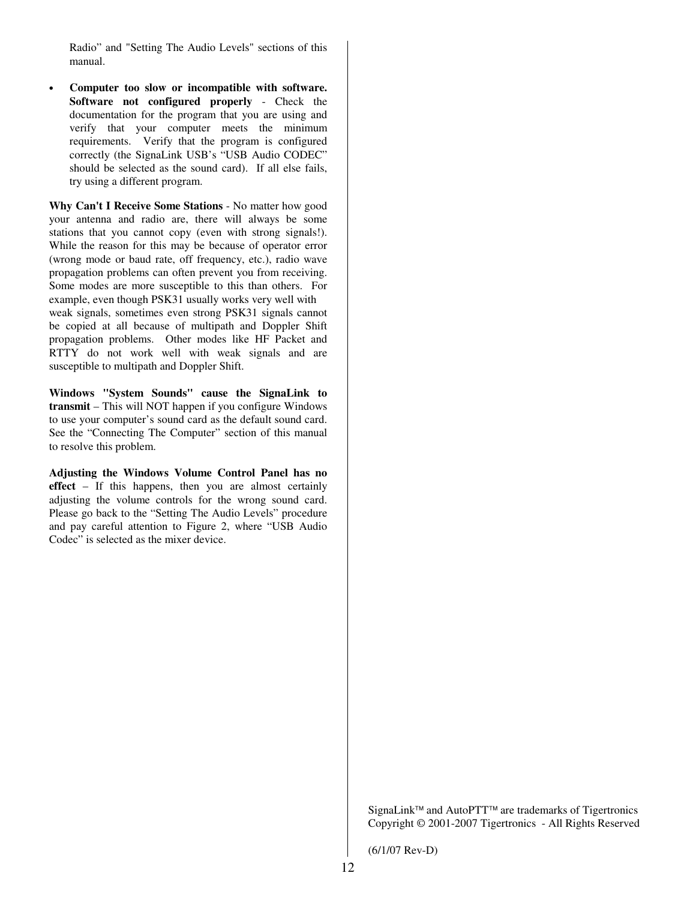Radio" and "Setting The Audio Levels" sections of this manual.

- **Computer too slow or incompatible with software. Software not configured properly** - Check the documentation for the program that you are using and verify that your computer meets the minimum requirements. Verify that the program is configured correctly (the SignaLink USB's "USB Audio CODEC" should be selected as the sound card). If all else fails, try using a different program.

**Why Can't I Receive Some Stations** - No matter how good your antenna and radio are, there will always be some stations that you cannot copy (even with strong signals!). While the reason for this may be because of operator error (wrong mode or baud rate, off frequency, etc.), radio wave propagation problems can often prevent you from receiving. Some modes are more susceptible to this than others. For example, even though PSK31 usually works very well with weak signals, sometimes even strong PSK31 signals cannot be copied at all because of multipath and Doppler Shift propagation problems. Other modes like HF Packet and RTTY do not work well with weak signals and are susceptible to multipath and Doppler Shift.

**Windows "System Sounds" cause the SignaLink to transmit** – This will NOT happen if you configure Windows to use your computer's sound card as the default sound card. See the "Connecting The Computer" section of this manual to resolve this problem.

**Adjusting the Windows Volume Control Panel has no effect** – If this happens, then you are almost certainly adjusting the volume controls for the wrong sound card. Please go back to the "Setting The Audio Levels" procedure and pay careful attention to Figure 2, where "USB Audio Codec" is selected as the mixer device.

SignaLink™ and AutoPTT™ are trademarks of Tigertronics
Copyright © 2001-2007 Tigertronics - All Rights Reserved

(6/1/07 Rev-D)